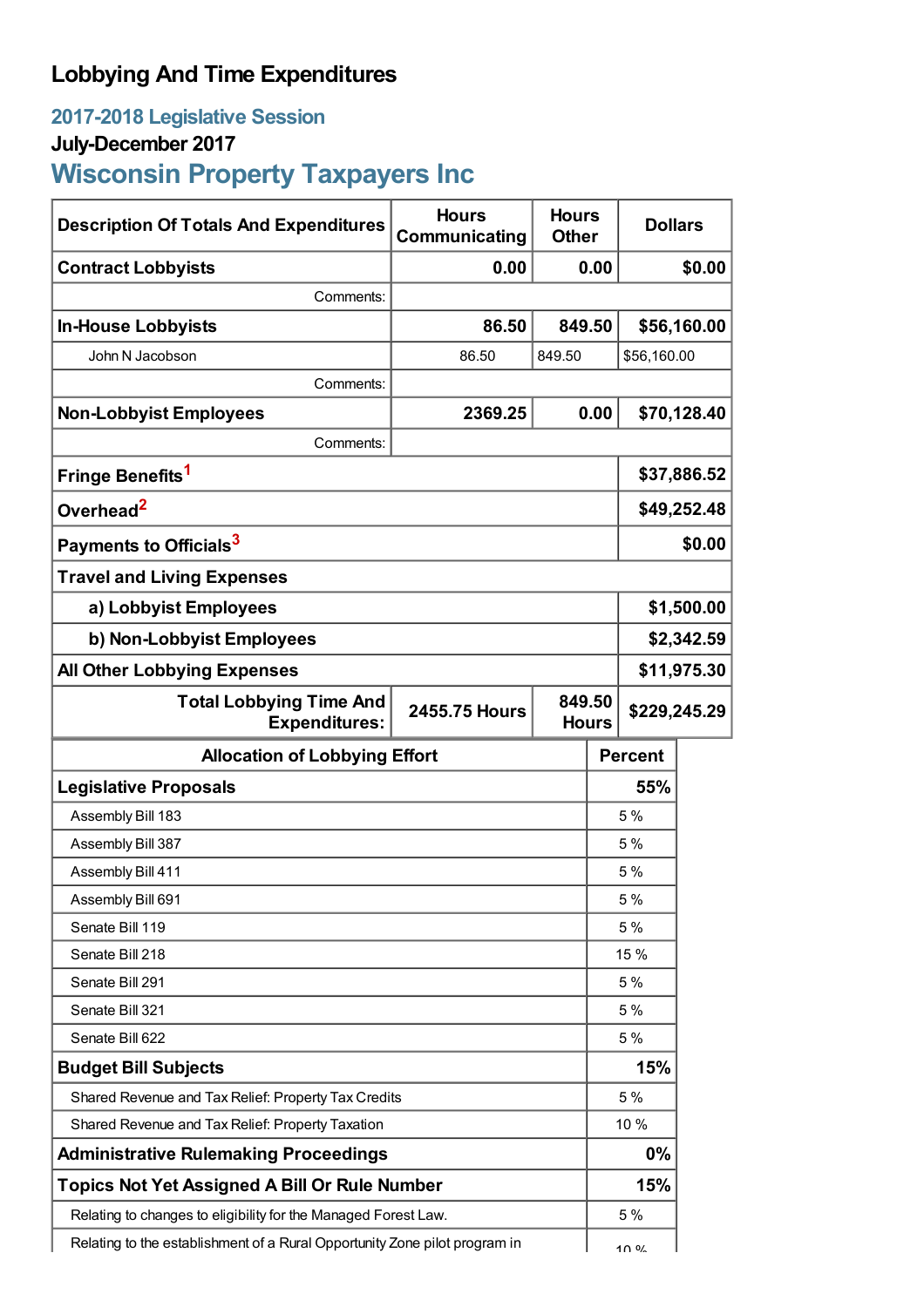# Lobbying And Time Expenditures

## 2017-2018 Legislative Session

### July-December 2017

## Wisconsin Property Taxpayers Inc

| Description Of Totals And Expenditures | Hours Communicating | Hours Other | Dollars |
|---|---|---|---|
| **Contract Lobbyists** | **0.00** | **0.00** | **$0.00** |
| Comments: | | | |
| **In-House Lobbyists** | **86.50** | **849.50** | **$56,160.00** |
| John N Jacobson | 86.50 | 849.50 | $56,160.00 |
| Comments: | | | |
| **Non-Lobbyist Employees** | **2369.25** | **0.00** | **$70,128.40** |
| Comments: | | | |
| **Fringe Benefits**[1] | | | **$37,886.52** |
| **Overhead**[2] | | | **$49,252.48** |
| **Payments to Officials**[3] | | | **$0.00** |
| **Travel and Living Expenses** | | | |
| **a) Lobbyist Employees** | | | **$1,500.00** |
| **b) Non-Lobbyist Employees** | | | **$2,342.59** |
| **All Other Lobbying Expenses** | | | **$11,975.30** |
| **Total Lobbying Time And Expenditures:** | **2455.75 Hours** | **849.50 Hours** | **$229,245.29** |

| Allocation of Lobbying Effort | Percent |
|---|---|
| **Legislative Proposals** | **55%** |
| Assembly Bill 183 | 5 % |
| Assembly Bill 387 | 5 % |
| Assembly Bill 411 | 5 % |
| Assembly Bill 691 | 5 % |
| Senate Bill 119 | 5 % |
| Senate Bill 218 | 15 % |
| Senate Bill 291 | 5 % |
| Senate Bill 321 | 5 % |
| Senate Bill 622 | 5 % |
| **Budget Bill Subjects** | **15%** |
| Shared Revenue and Tax Relief: Property Tax Credits | 5 % |
| Shared Revenue and Tax Relief: Property Taxation | 10 % |
| **Administrative Rulemaking Proceedings** | **0%** |
| **Topics Not Yet Assigned A Bill Or Rule Number** | **15%** |
| Relating to changes to eligibility for the Managed Forest Law. | 5 % |
| Relating to the establishment of a Rural Opportunity Zone pilot program in | 10 % |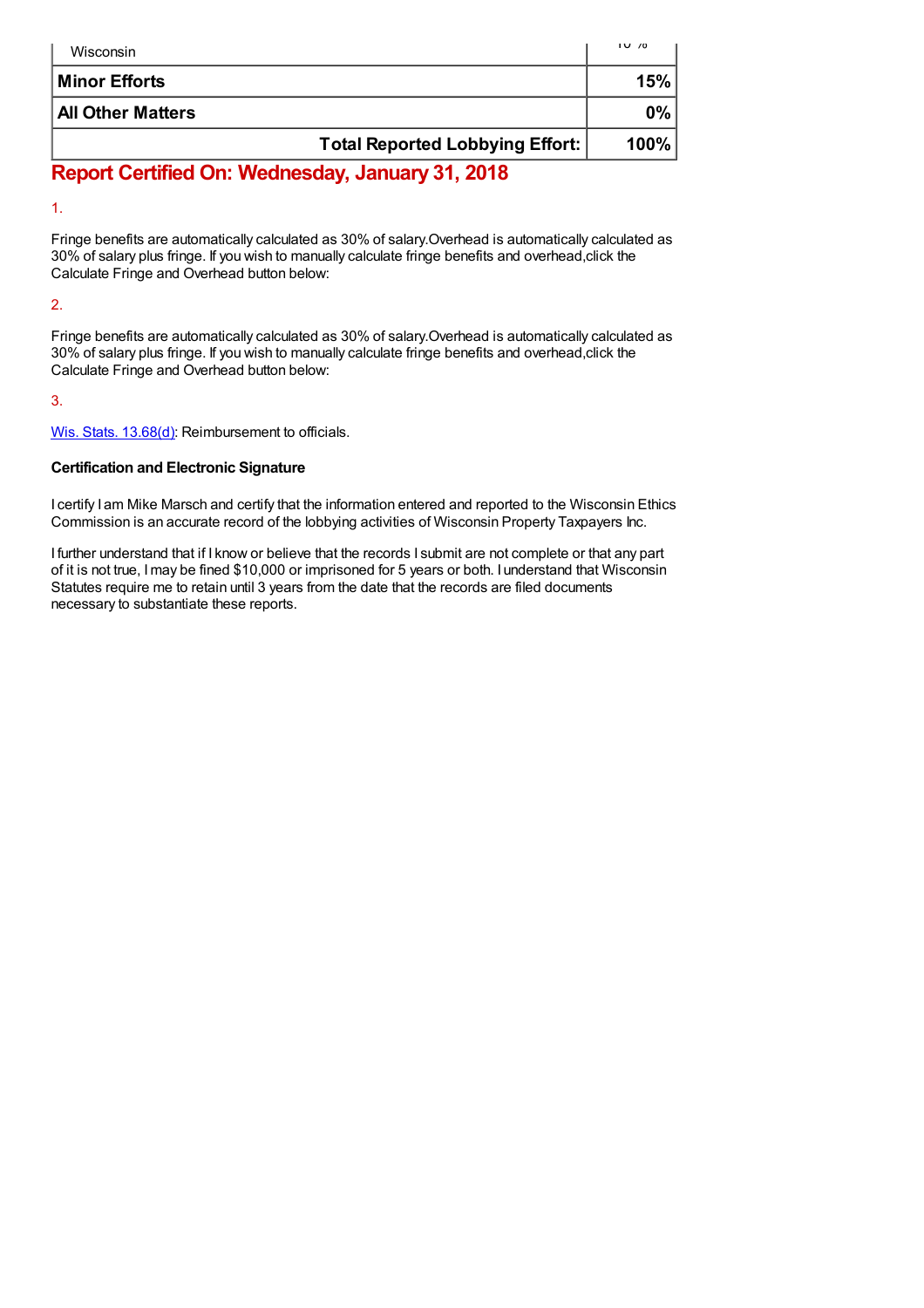| | |
|---|---|
| Wisconsin | 10 % |
| **Minor Efforts** | **15%** |
| **All Other Matters** | **0%** |
| **Total Reported Lobbying Effort:** | **100%** |

## Report Certified On: Wednesday, January 31, 2018

1.

Fringe benefits are automatically calculated as 30% of salary.Overhead is automatically calculated as 30% of salary plus fringe. If you wish to manually calculate fringe benefits and overhead,click the Calculate Fringe and Overhead button below:

2.

Fringe benefits are automatically calculated as 30% of salary.Overhead is automatically calculated as 30% of salary plus fringe. If you wish to manually calculate fringe benefits and overhead,click the Calculate Fringe and Overhead button below:

3.

Wis. Stats. 13.68(d): Reimbursement to officials.

**Certification and Electronic Signature**

I certify I am Mike Marsch and certify that the information entered and reported to the Wisconsin Ethics Commission is an accurate record of the lobbying activities of Wisconsin Property Taxpayers Inc.

I further understand that if I know or believe that the records I submit are not complete or that any part of it is not true, I may be fined $10,000 or imprisoned for 5 years or both. I understand that Wisconsin Statutes require me to retain until 3 years from the date that the records are filed documents necessary to substantiate these reports.